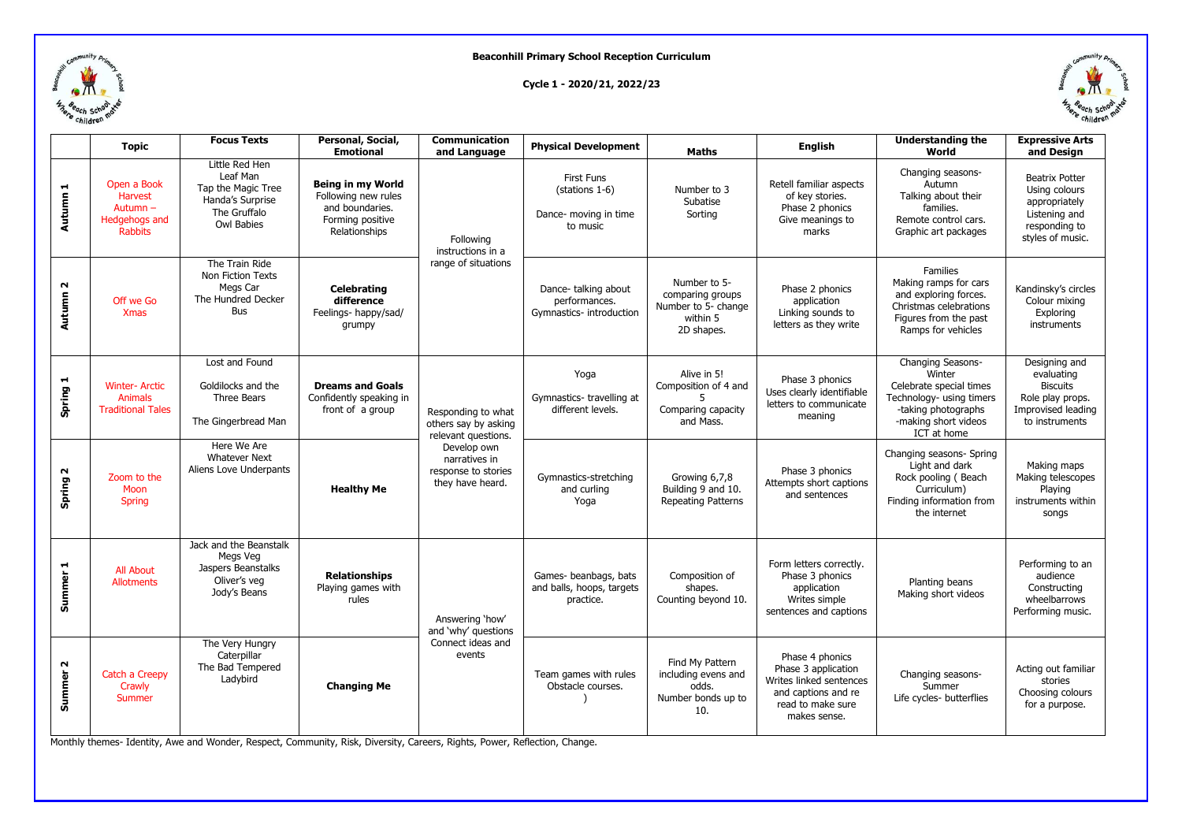# Beaconhill Primary School Reception Curriculum

**Cycle 1 - 2020/21, 2022/23**

| | Topic | Focus Texts | Personal, Social, Emotional | Communication and Language | Physical Development | Maths | English | Understanding the World | Expressive Arts and Design |
|---|---|---|---|---|---|---|---|---|---|
| **Autumn 1** | Open a Book<br>Harvest<br>Autumn – Hedgehogs and Rabbits | Little Red Hen<br>Leaf Man<br>Tap the Magic Tree<br>Handa's Surprise<br>The Gruffalo<br>Owl Babies | **Being in my World**<br>Following new rules and boundaries.<br>Forming positive Relationships | Following instructions in a range of situations | First Funs (stations 1-6)<br><br>Dance- moving in time to music | Number to 3<br>Subatise<br>Sorting | Retell familiar aspects of key stories.<br>Phase 2 phonics<br>Give meanings to marks | Changing seasons- Autumn<br>Talking about their families.<br>Remote control cars.<br>Graphic art packages | Beatrix Potter<br>Using colours appropriately<br>Listening and responding to styles of music. |
| **Autumn 2** | Off we Go<br>Xmas | The Train Ride<br>Non Fiction Texts<br>Megs Car<br>The Hundred Decker Bus | **Celebrating difference**<br>Feelings- happy/sad/ grumpy | | Dance- talking about performances.<br>Gymnastics- introduction | Number to 5- comparing groups<br>Number to 5- change within 5<br>2D shapes. | Phase 2 phonics application<br>Linking sounds to letters as they write | Families<br>Making ramps for cars and exploring forces.<br>Christmas celebrations<br>Figures from the past<br>Ramps for vehicles | Kandinsky's circles<br>Colour mixing<br>Exploring instruments |
| **Spring 1** | Winter- Arctic Animals<br>Traditional Tales | Lost and Found<br><br>Goldilocks and the Three Bears<br><br>The Gingerbread Man | **Dreams and Goals**<br>Confidently speaking in front of a group | Responding to what others say by asking relevant questions.<br>Develop own narratives in response to stories they have heard. | Yoga<br><br>Gymnastics- travelling at different levels. | Alive in 5!<br>Composition of 4 and 5<br>Comparing capacity and Mass. | Phase 3 phonics<br>Uses clearly identifiable letters to communicate meaning | Changing Seasons- Winter<br>Celebrate special times<br>Technology- using timers<br>-taking photographs<br>-making short videos<br>ICT at home | Designing and evaluating Biscuits<br>Role play props.<br>Improvised leading to instruments |
| **Spring 2** | Zoom to the Moon<br>Spring | Here We Are<br>Whatever Next<br>Aliens Love Underpants | **Healthy Me** | | Gymnastics-stretching and curling<br>Yoga | Growing 6,7,8<br>Building 9 and 10.<br>Repeating Patterns | Phase 3 phonics<br>Attempts short captions and sentences | Changing seasons- Spring<br>Light and dark<br>Rock pooling ( Beach Curriculum)<br>Finding information from the internet | Making maps<br>Making telescopes<br>Playing instruments within songs |
| **Summer 1** | All About Allotments | Jack and the Beanstalk<br>Megs Veg<br>Jaspers Beanstalks<br>Oliver's veg<br>Jody's Beans | **Relationships**<br>Playing games with rules | Answering 'how' and 'why' questions<br>Connect ideas and events | Games- beanbags, bats and balls, hoops, targets practice. | Composition of shapes.<br>Counting beyond 10. | Form letters correctly.<br>Phase 3 phonics application<br>Writes simple sentences and captions | Planting beans<br>Making short videos | Performing to an audience<br>Constructing wheelbarrows<br>Performing music. |
| **Summer 2** | Catch a Creepy Crawly<br>Summer | The Very Hungry Caterpillar<br>The Bad Tempered Ladybird | **Changing Me** | | Team games with rules<br>Obstacle courses.<br>) | Find My Pattern including evens and odds.<br>Number bonds up to 10. | Phase 4 phonics<br>Phase 3 application<br>Writes linked sentences and captions and re read to make sure makes sense. | Changing seasons- Summer<br>Life cycles- butterflies | Acting out familiar stories<br>Choosing colours for a purpose. |

Monthly themes- Identity, Awe and Wonder, Respect, Community, Risk, Diversity, Careers, Rights, Power, Reflection, Change.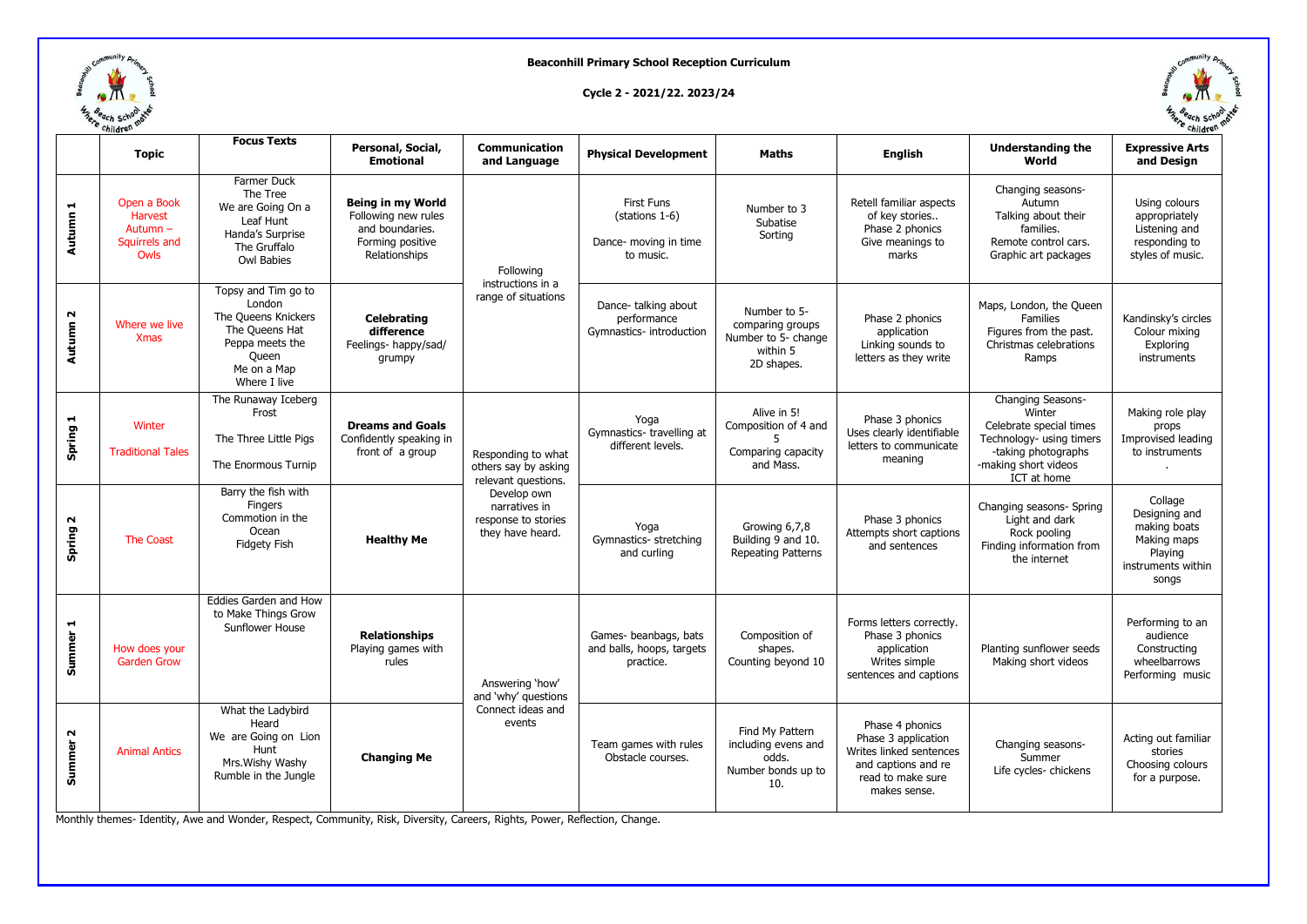**Beaconhill Primary School Reception Curriculum**

**Cycle 2 - 2021/22. 2023/24**

| | Topic | Focus Texts | Personal, Social, Emotional | Communication and Language | Physical Development | Maths | English | Understanding the World | Expressive Arts and Design |
|---|---|---|---|---|---|---|---|---|---|
| **Autumn 1** | Open a Book Harvest Autumn – Squirrels and Owls | Farmer Duck The Tree We are Going On a Leaf Hunt Handa's Surprise The Gruffalo Owl Babies | **Being in my World** Following new rules and boundaries. Forming positive Relationships | Following instructions in a range of situations | First Funs (stations 1-6) Dance- moving in time to music. | Number to 3 Subatise Sorting | Retell familiar aspects of key stories.. Phase 2 phonics Give meanings to marks | Changing seasons- Autumn Talking about their families. Remote control cars. Graphic art packages | Using colours appropriately Listening and responding to styles of music. |
| **Autumn 2** | Where we live Xmas | Topsy and Tim go to London The Queens Knickers The Queens Hat Peppa meets the Queen Me on a Map Where I live | **Celebrating difference** Feelings- happy/sad/ grumpy | | Dance- talking about performance Gymnastics- introduction | Number to 5- comparing groups Number to 5- change within 5 2D shapes. | Phase 2 phonics application Linking sounds to letters as they write | Maps, London, the Queen Families Figures from the past. Christmas celebrations Ramps | Kandinsky's circles Colour mixing Exploring instruments |
| **Spring 1** | Winter Traditional Tales | The Runaway Iceberg Frost The Three Little Pigs The Enormous Turnip | **Dreams and Goals** Confidently speaking in front of a group | Responding to what others say by asking relevant questions. Develop own narratives in response to stories they have heard. | Yoga Gymnastics- travelling at different levels. | Alive in 5! Composition of 4 and 5 Comparing capacity and Mass. | Phase 3 phonics Uses clearly identifiable letters to communicate meaning | Changing Seasons- Winter Celebrate special times Technology- using timers -taking photographs -making short videos ICT at home | Making role play props Improvised leading to instruments . |
| **Spring 2** | The Coast | Barry the fish with Fingers Commotion in the Ocean Fidgety Fish | **Healthy Me** | | Yoga Gymnastics- stretching and curling | Growing 6,7,8 Building 9 and 10. Repeating Patterns | Phase 3 phonics Attempts short captions and sentences | Changing seasons- Spring Light and dark Rock pooling Finding information from the internet | Collage Designing and making boats Making maps Playing instruments within songs |
| **Summer 1** | How does your Garden Grow | Eddies Garden and How to Make Things Grow Sunflower House | **Relationships** Playing games with rules | Answering 'how' and 'why' questions Connect ideas and events | Games- beanbags, bats and balls, hoops, targets practice. | Composition of shapes. Counting beyond 10 | Forms letters correctly. Phase 3 phonics application Writes simple sentences and captions | Planting sunflower seeds Making short videos | Performing to an audience Constructing wheelbarrows Performing music |
| **Summer 2** | Animal Antics | What the Ladybird Heard We are Going on Lion Hunt Mrs.Wishy Washy Rumble in the Jungle | **Changing Me** | | Team games with rules Obstacle courses. | Find My Pattern including evens and odds. Number bonds up to 10. | Phase 4 phonics Phase 3 application Writes linked sentences and captions and re read to make sure makes sense. | Changing seasons- Summer Life cycles- chickens | Acting out familiar stories Choosing colours for a purpose. |

Monthly themes- Identity, Awe and Wonder, Respect, Community, Risk, Diversity, Careers, Rights, Power, Reflection, Change.